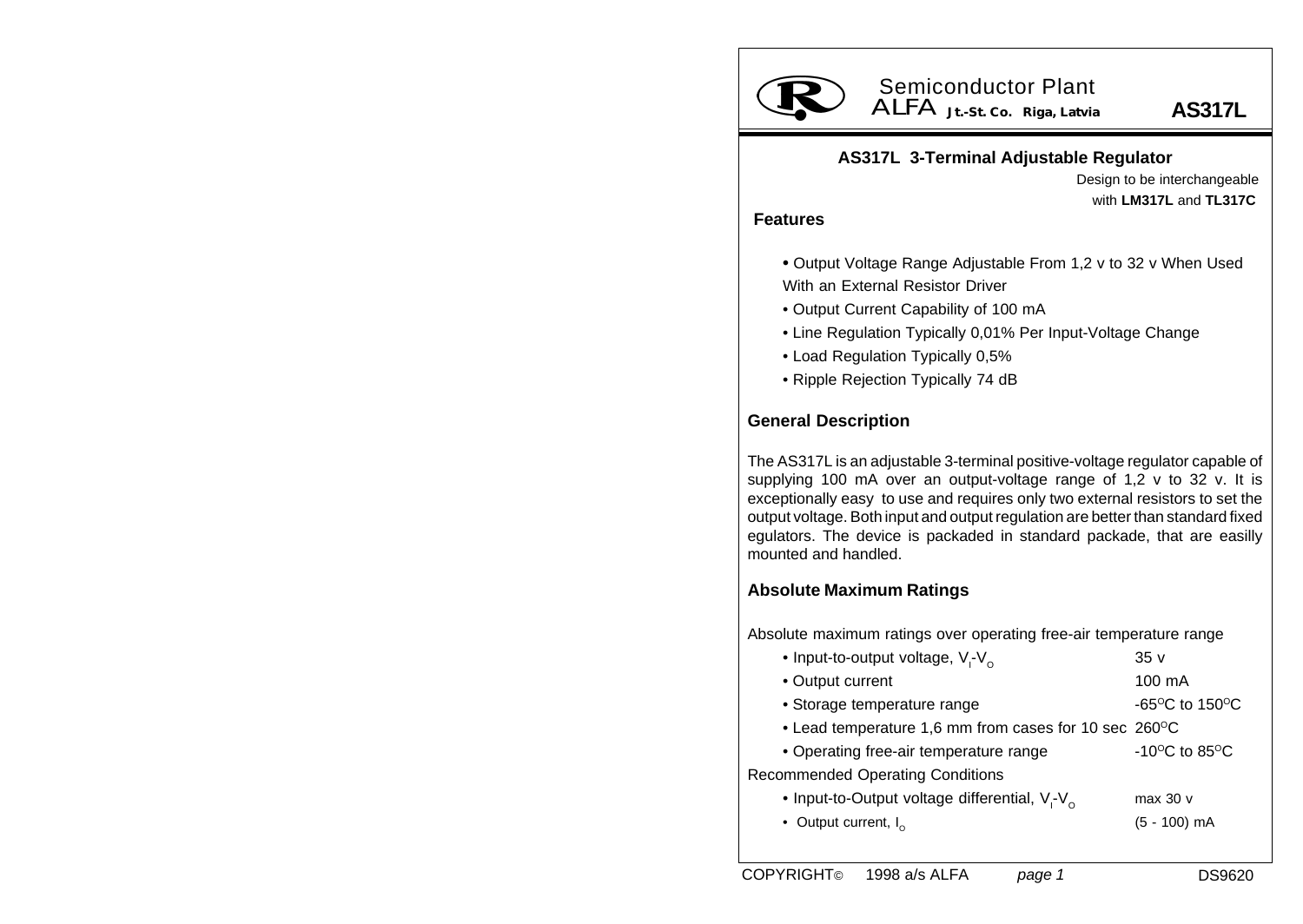Semiconductor Plant
ALFA Jt.-St. Co. Riga, Latvia **AS317L**

## AS317L 3-Terminal Adjustable Regulator

Design to be interchangeable with **LM317L** and **TL317C**

### Features

- Output Voltage Range Adjustable From 1,2 v to 32 v When Used With an External Resistor Driver
- Output Current Capability of 100 mA
- Line Regulation Typically 0,01% Per Input-Voltage Change
- Load Regulation Typically 0,5%
- Ripple Rejection Typically 74 dB

### General Description

The AS317L is an adjustable 3-terminal positive-voltage regulator capable of supplying 100 mA over an output-voltage range of 1,2 v to 32 v. It is exceptionally easy to use and requires only two external resistors to set the output voltage. Both input and output regulation are better than standard fixed egulators. The device is packaded in standard packade, that are easilly mounted and handled.

### Absolute Maximum Ratings

Absolute maximum ratings over operating free-air temperature range

| | |
|---|---|
| • Input-to-output voltage, $V_I$-$V_O$ | 35 v |
| • Output current | 100 mA |
| • Storage temperature range | -65°C to 150°C |
| • Lead temperature 1,6 mm from cases for 10 sec | 260°C |
| • Operating free-air temperature range | -10°C to 85°C |

Recommended Operating Conditions

| | |
|---|---|
| • Input-to-Output voltage differential, $V_I$-$V_O$ | max 30 v |
| • Output current, $I_O$ | (5 - 100) mA |

COPYRIGHT© 1998 a/s ALFA DS9620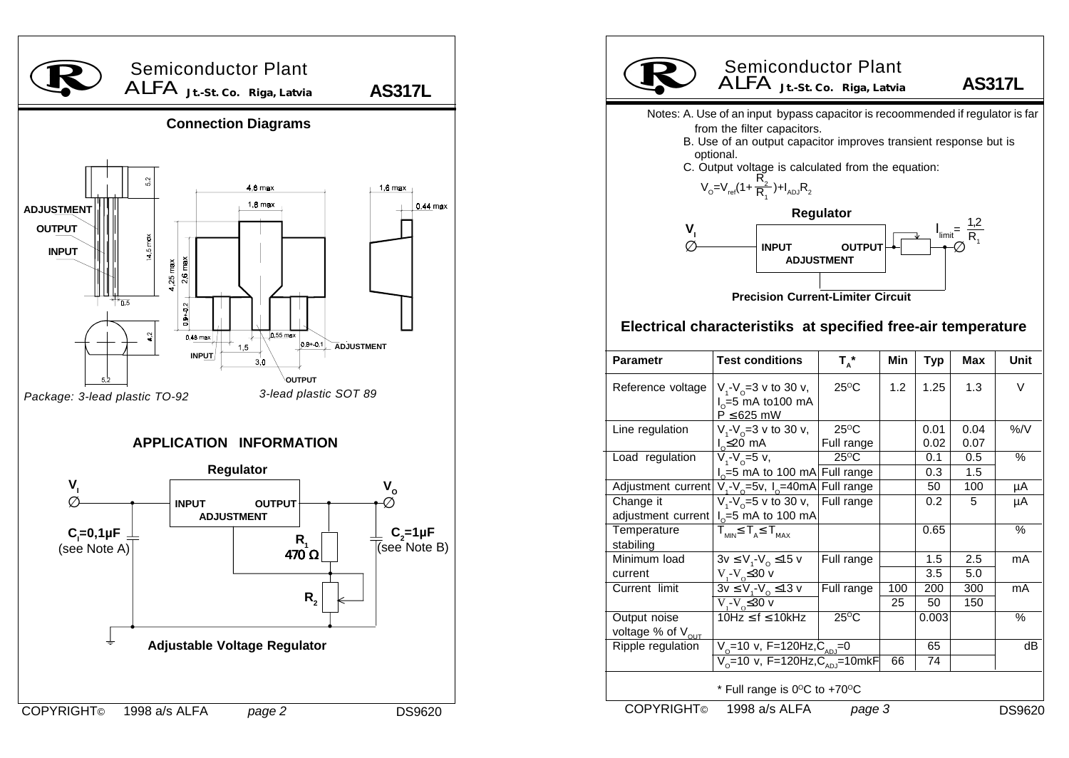## Connection Diagrams

ADJUSTMENT
OUTPUT
INPUT

5,2
14,5 max
0,5
4,2
5,2

4,6 max
1,8 max
1,6 max
0,44 max
4,25 max
2,6 max
0,9+-0,2
0,48 max
0,55 max
0,8+-0,1
1,5
3,0
INPUT
ADJUSTMENT
OUTPUT

*Package: 3-lead plastic TO-92*

*3-lead plastic SOT 89*

## APPLICATION INFORMATION

Regulator

$V_I$

$V_O$

INPUT OUTPUT ADJUSTMENT

$C_I$=0,1μF (see Note A)

$C_2$=1μF (see Note B)

$R_1$ 470 Ω

$R_2$

**Adjustable Voltage Regulator**

Notes: A. Use of an input bypass capacitor is recoommended if regulator is far from the filter capacitors.

B. Use of an output capacitor improves transient response but is optional.

C. Output voltage is calculated from the equation:

$$V_O=V_{ref}(1+\frac{R_2}{R_1})+I_{ADJ}R_2$$

Regulator

$V_I$

INPUT OUTPUT ADJUSTMENT

$I_{limit}=\frac{1,2}{R_1}$

**Precision Current-Limiter Circuit**

## Electrical characteristiks at specified free-air temperature

| Parametr | Test conditions | $T_A$* | Min | Typ | Max | Unit |
|---|---|---|---|---|---|---|
| Reference voltage | $V_I$-$V_O$=3 v to 30 v, $I_O$=5 mA to100 mA P ≤625 mW | 25°C | 1.2 | 1.25 | 1.3 | V |
| Line regulation | $V_I$-$V_O$=3 v to 30 v, $I_O$≤20 mA | 25°C | | 0.01 | 0.04 | %/V |
| | | Full range | | 0.02 | 0.07 | |
| Load regulation | $V_I$-$V_O$=5 v, $I_O$=5 mA to 100 mA | 25°C | | 0.1 | 0.5 | % |
| | | Full range | | 0.3 | 1.5 | |
| Adjustment current | $V_I$-$V_O$=5v, $I_O$=40mA | Full range | | 50 | 100 | μA |
| Change it adjustment current | $V_I$-$V_O$=5 v to 30 v, $I_O$=5 mA to 100 mA | Full range | | 0.2 | 5 | μA |
| Temperature stabiling | $T_{MIN}$≤$T_A$≤$T_{MAX}$ | | | 0.65 | | % |
| Minimum load current | 3v ≤$V_I$-$V_O$ ≤15 v | Full range | | 1.5 | 2.5 | mA |
| | $V_I$-$V_O$≤30 v | | | 3.5 | 5.0 | |
| Current limit | 3v ≤$V_I$-$V_O$ ≤13 v | Full range | 100 | 200 | 300 | mA |
| | $V_I$-$V_O$≤30 v | | 25 | 50 | 150 | |
| Output noise voltage % of $V_{OUT}$ | 10Hz ≤ f ≤ 10kHz | 25°C | | 0.003 | | % |
| Ripple regulation | $V_O$=10 v, F=120Hz,$C_{ADJ}$=0 | | | 65 | | dB |
| | $V_O$=10 v, F=120Hz,$C_{ADJ}$=10mkF | | 66 | 74 | | |

* Full range is 0°C to +70°C